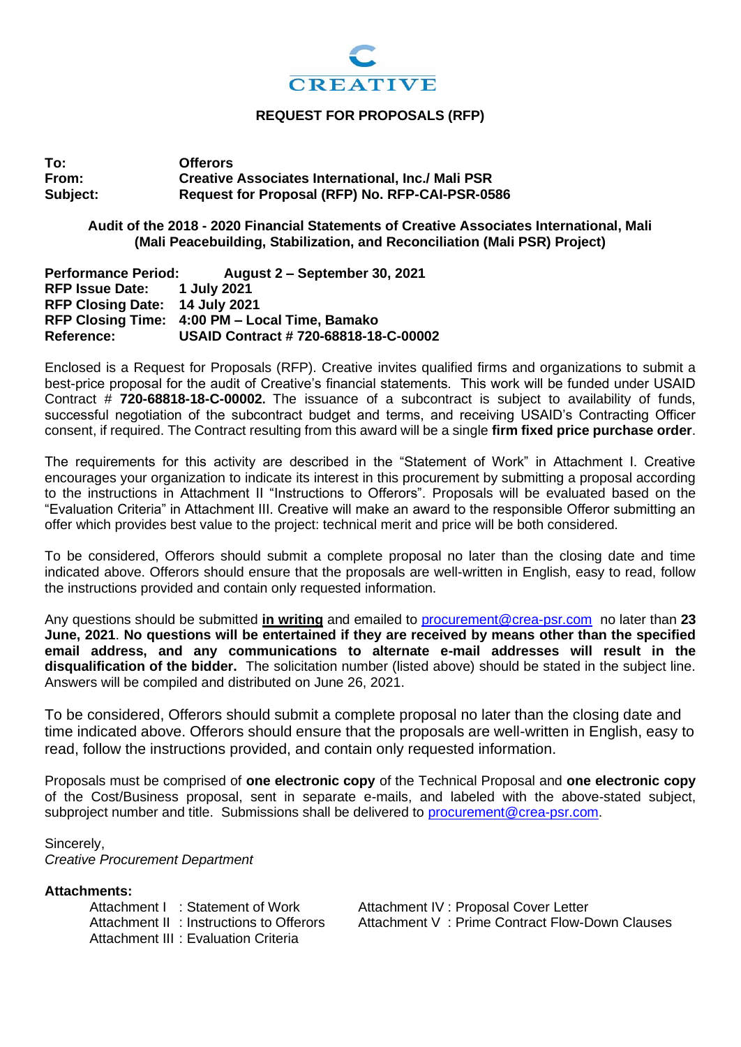CREATIVE

## REQUEST FOR PROPOSALS (RFP)

**To:** **Offerors**
**From:** **Creative Associates International, Inc./ Mali PSR**
**Subject:** **Request for Proposal (RFP) No. RFP-CAI-PSR-0586**

**Audit of the 2018 - 2020 Financial Statements of Creative Associates International, Mali (Mali Peacebuilding, Stabilization, and Reconciliation (Mali PSR) Project)**

**Performance Period:** **August 2 – September 30, 2021**
**RFP Issue Date:** **1 July 2021**
**RFP Closing Date:** **14 July 2021**
**RFP Closing Time:** **4:00 PM – Local Time, Bamako**
**Reference:** **USAID Contract # 720-68818-18-C-00002**

Enclosed is a Request for Proposals (RFP). Creative invites qualified firms and organizations to submit a best-price proposal for the audit of Creative's financial statements. This work will be funded under USAID Contract # **720-68818-18-C-00002.** The issuance of a subcontract is subject to availability of funds, successful negotiation of the subcontract budget and terms, and receiving USAID's Contracting Officer consent, if required. The Contract resulting from this award will be a single **firm fixed price purchase order**.

The requirements for this activity are described in the "Statement of Work" in Attachment I. Creative encourages your organization to indicate its interest in this procurement by submitting a proposal according to the instructions in Attachment II "Instructions to Offerors". Proposals will be evaluated based on the "Evaluation Criteria" in Attachment III. Creative will make an award to the responsible Offeror submitting an offer which provides best value to the project: technical merit and price will be both considered.

To be considered, Offerors should submit a complete proposal no later than the closing date and time indicated above. Offerors should ensure that the proposals are well-written in English, easy to read, follow the instructions provided and contain only requested information.

Any questions should be submitted **in writing** and emailed to procurement@crea-psr.com no later than **23 June, 2021**. **No questions will be entertained if they are received by means other than the specified email address, and any communications to alternate e-mail addresses will result in the disqualification of the bidder.** The solicitation number (listed above) should be stated in the subject line. Answers will be compiled and distributed on June 26, 2021.

To be considered, Offerors should submit a complete proposal no later than the closing date and time indicated above. Offerors should ensure that the proposals are well-written in English, easy to read, follow the instructions provided, and contain only requested information.

Proposals must be comprised of **one electronic copy** of the Technical Proposal and **one electronic copy** of the Cost/Business proposal, sent in separate e-mails, and labeled with the above-stated subject, subproject number and title. Submissions shall be delivered to procurement@crea-psr.com.

Sincerely,
*Creative Procurement Department*

**Attachments:**

- Attachment I : Statement of Work
- Attachment II : Instructions to Offerors
- Attachment III : Evaluation Criteria
- Attachment IV : Proposal Cover Letter
- Attachment V : Prime Contract Flow-Down Clauses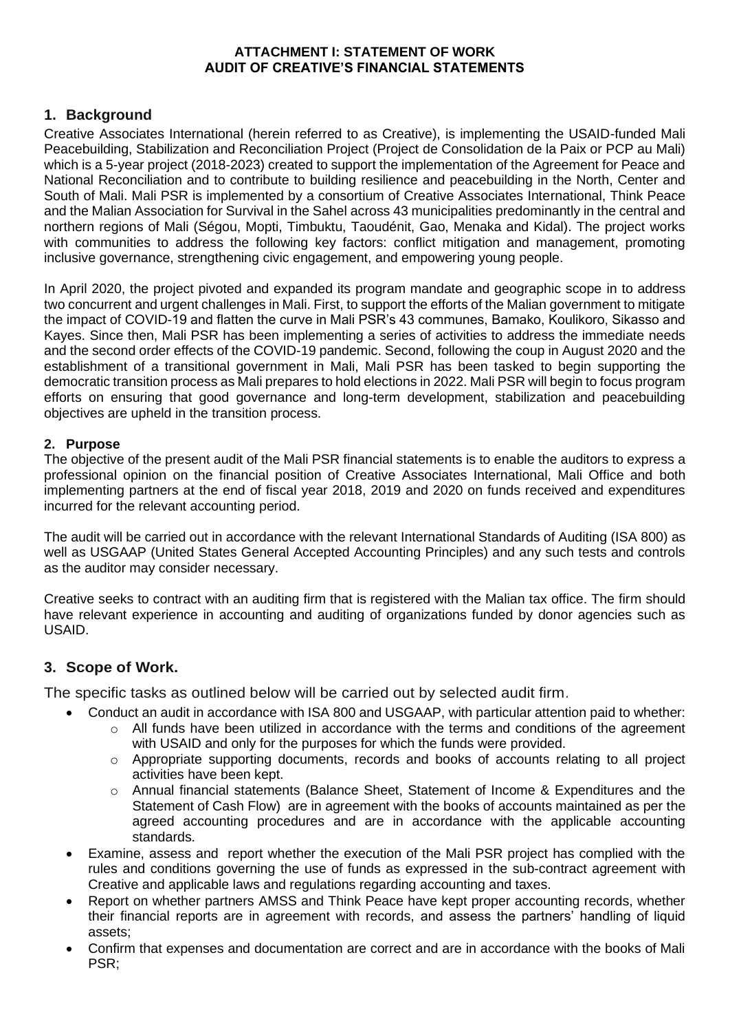**ATTACHMENT I: STATEMENT OF WORK**
**AUDIT OF CREATIVE'S FINANCIAL STATEMENTS**

## 1. Background

Creative Associates International (herein referred to as Creative), is implementing the USAID-funded Mali Peacebuilding, Stabilization and Reconciliation Project (Project de Consolidation de la Paix or PCP au Mali) which is a 5-year project (2018-2023) created to support the implementation of the Agreement for Peace and National Reconciliation and to contribute to building resilience and peacebuilding in the North, Center and South of Mali. Mali PSR is implemented by a consortium of Creative Associates International, Think Peace and the Malian Association for Survival in the Sahel across 43 municipalities predominantly in the central and northern regions of Mali (Ségou, Mopti, Timbuktu, Taoudénit, Gao, Menaka and Kidal). The project works with communities to address the following key factors: conflict mitigation and management, promoting inclusive governance, strengthening civic engagement, and empowering young people.

In April 2020, the project pivoted and expanded its program mandate and geographic scope in to address two concurrent and urgent challenges in Mali. First, to support the efforts of the Malian government to mitigate the impact of COVID-19 and flatten the curve in Mali PSR's 43 communes, Bamako, Koulikoro, Sikasso and Kayes. Since then, Mali PSR has been implementing a series of activities to address the immediate needs and the second order effects of the COVID-19 pandemic. Second, following the coup in August 2020 and the establishment of a transitional government in Mali, Mali PSR has been tasked to begin supporting the democratic transition process as Mali prepares to hold elections in 2022. Mali PSR will begin to focus program efforts on ensuring that good governance and long-term development, stabilization and peacebuilding objectives are upheld in the transition process.

### 2. Purpose

The objective of the present audit of the Mali PSR financial statements is to enable the auditors to express a professional opinion on the financial position of Creative Associates International, Mali Office and both implementing partners at the end of fiscal year 2018, 2019 and 2020 on funds received and expenditures incurred for the relevant accounting period.

The audit will be carried out in accordance with the relevant International Standards of Auditing (ISA 800) as well as USGAAP (United States General Accepted Accounting Principles) and any such tests and controls as the auditor may consider necessary.

Creative seeks to contract with an auditing firm that is registered with the Malian tax office. The firm should have relevant experience in accounting and auditing of organizations funded by donor agencies such as USAID.

## 3. Scope of Work.

The specific tasks as outlined below will be carried out by selected audit firm.

- Conduct an audit in accordance with ISA 800 and USGAAP, with particular attention paid to whether:
  - All funds have been utilized in accordance with the terms and conditions of the agreement with USAID and only for the purposes for which the funds were provided.
  - Appropriate supporting documents, records and books of accounts relating to all project activities have been kept.
  - Annual financial statements (Balance Sheet, Statement of Income & Expenditures and the Statement of Cash Flow) are in agreement with the books of accounts maintained as per the agreed accounting procedures and are in accordance with the applicable accounting standards.
- Examine, assess and report whether the execution of the Mali PSR project has complied with the rules and conditions governing the use of funds as expressed in the sub-contract agreement with Creative and applicable laws and regulations regarding accounting and taxes.
- Report on whether partners AMSS and Think Peace have kept proper accounting records, whether their financial reports are in agreement with records, and assess the partners' handling of liquid assets;
- Confirm that expenses and documentation are correct and are in accordance with the books of Mali PSR;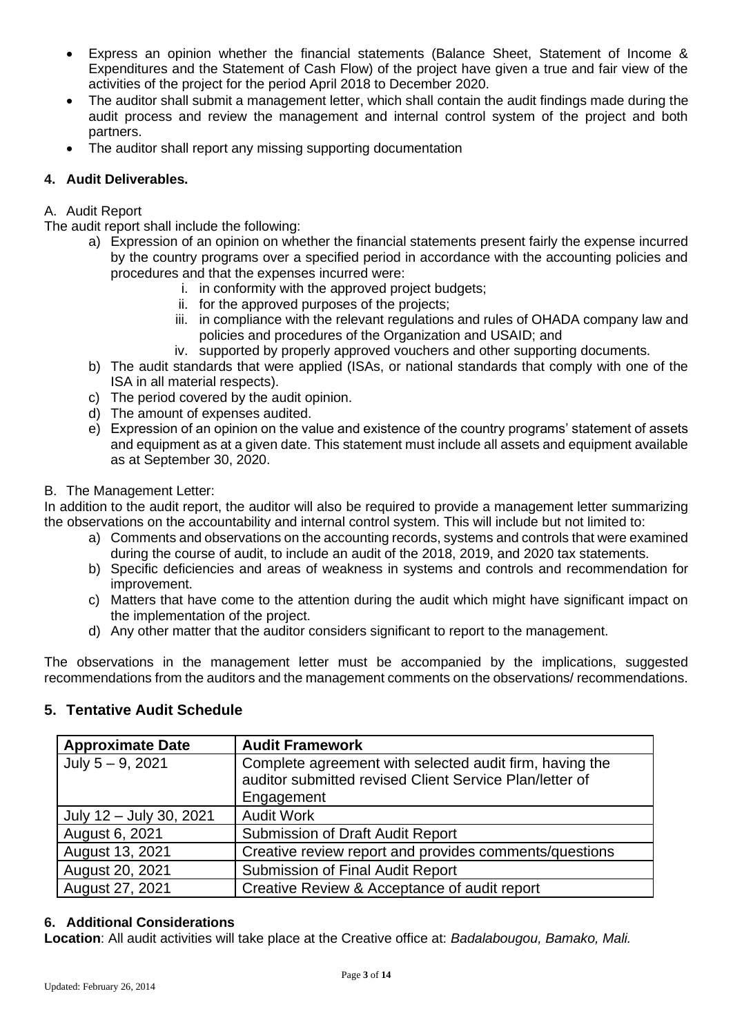- Express an opinion whether the financial statements (Balance Sheet, Statement of Income & Expenditures and the Statement of Cash Flow) of the project have given a true and fair view of the activities of the project for the period April 2018 to December 2020.
- The auditor shall submit a management letter, which shall contain the audit findings made during the audit process and review the management and internal control system of the project and both partners.
- The auditor shall report any missing supporting documentation

### 4. Audit Deliverables.

A. Audit Report

The audit report shall include the following:

a) Expression of an opinion on whether the financial statements present fairly the expense incurred by the country programs over a specified period in accordance with the accounting policies and procedures and that the expenses incurred were:
   i. in conformity with the approved project budgets;
   ii. for the approved purposes of the projects;
   iii. in compliance with the relevant regulations and rules of OHADA company law and policies and procedures of the Organization and USAID; and
   iv. supported by properly approved vouchers and other supporting documents.

b) The audit standards that were applied (ISAs, or national standards that comply with one of the ISA in all material respects).

c) The period covered by the audit opinion.

d) The amount of expenses audited.

e) Expression of an opinion on the value and existence of the country programs' statement of assets and equipment as at a given date. This statement must include all assets and equipment available as at September 30, 2020.

B. The Management Letter:

In addition to the audit report, the auditor will also be required to provide a management letter summarizing the observations on the accountability and internal control system. This will include but not limited to:

a) Comments and observations on the accounting records, systems and controls that were examined during the course of audit, to include an audit of the 2018, 2019, and 2020 tax statements.

b) Specific deficiencies and areas of weakness in systems and controls and recommendation for improvement.

c) Matters that have come to the attention during the audit which might have significant impact on the implementation of the project.

d) Any other matter that the auditor considers significant to report to the management.

The observations in the management letter must be accompanied by the implications, suggested recommendations from the auditors and the management comments on the observations/ recommendations.

## 5. Tentative Audit Schedule

| Approximate Date | Audit Framework |
|---|---|
| July 5 – 9, 2021 | Complete agreement with selected audit firm, having the auditor submitted revised Client Service Plan/letter of Engagement |
| July 12 – July 30, 2021 | Audit Work |
| August 6, 2021 | Submission of Draft Audit Report |
| August 13, 2021 | Creative review report and provides comments/questions |
| August 20, 2021 | Submission of Final Audit Report |
| August 27, 2021 | Creative Review & Acceptance of audit report |

### 6. Additional Considerations

**Location**: All audit activities will take place at the Creative office at: *Badalabougou, Bamako, Mali.*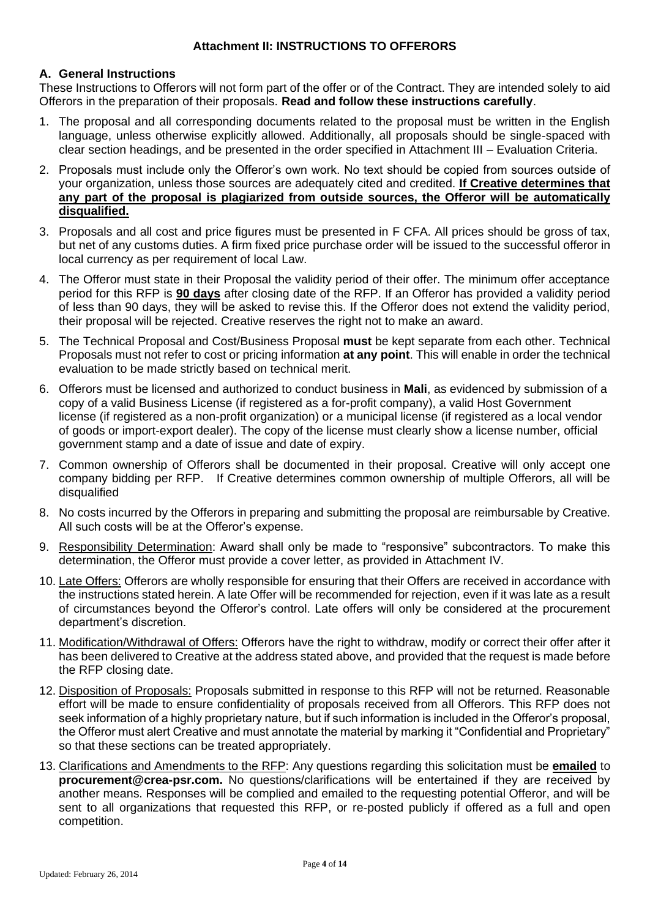# Attachment II: INSTRUCTIONS TO OFFERORS

## A. General Instructions

These Instructions to Offerors will not form part of the offer or of the Contract. They are intended solely to aid Offerors in the preparation of their proposals. **Read and follow these instructions carefully**.

1. The proposal and all corresponding documents related to the proposal must be written in the English language, unless otherwise explicitly allowed. Additionally, all proposals should be single-spaced with clear section headings, and be presented in the order specified in Attachment III – Evaluation Criteria.
2. Proposals must include only the Offeror's own work. No text should be copied from sources outside of your organization, unless those sources are adequately cited and credited. **If Creative determines that any part of the proposal is plagiarized from outside sources, the Offeror will be automatically disqualified.**
3. Proposals and all cost and price figures must be presented in F CFA. All prices should be gross of tax, but net of any customs duties. A firm fixed price purchase order will be issued to the successful offeror in local currency as per requirement of local Law.
4. The Offeror must state in their Proposal the validity period of their offer. The minimum offer acceptance period for this RFP is **90 days** after closing date of the RFP. If an Offeror has provided a validity period of less than 90 days, they will be asked to revise this. If the Offeror does not extend the validity period, their proposal will be rejected. Creative reserves the right not to make an award.
5. The Technical Proposal and Cost/Business Proposal **must** be kept separate from each other. Technical Proposals must not refer to cost or pricing information **at any point**. This will enable in order the technical evaluation to be made strictly based on technical merit.
6. Offerors must be licensed and authorized to conduct business in **Mali**, as evidenced by submission of a copy of a valid Business License (if registered as a for-profit company), a valid Host Government license (if registered as a non-profit organization) or a municipal license (if registered as a local vendor of goods or import-export dealer). The copy of the license must clearly show a license number, official government stamp and a date of issue and date of expiry.
7. Common ownership of Offerors shall be documented in their proposal. Creative will only accept one company bidding per RFP. If Creative determines common ownership of multiple Offerors, all will be disqualified
8. No costs incurred by the Offerors in preparing and submitting the proposal are reimbursable by Creative. All such costs will be at the Offeror's expense.
9. Responsibility Determination: Award shall only be made to "responsive" subcontractors. To make this determination, the Offeror must provide a cover letter, as provided in Attachment IV.
10. Late Offers: Offerors are wholly responsible for ensuring that their Offers are received in accordance with the instructions stated herein. A late Offer will be recommended for rejection, even if it was late as a result of circumstances beyond the Offeror's control. Late offers will only be considered at the procurement department's discretion.
11. Modification/Withdrawal of Offers: Offerors have the right to withdraw, modify or correct their offer after it has been delivered to Creative at the address stated above, and provided that the request is made before the RFP closing date.
12. Disposition of Proposals: Proposals submitted in response to this RFP will not be returned. Reasonable effort will be made to ensure confidentiality of proposals received from all Offerors. This RFP does not seek information of a highly proprietary nature, but if such information is included in the Offeror's proposal, the Offeror must alert Creative and must annotate the material by marking it "Confidential and Proprietary" so that these sections can be treated appropriately.
13. Clarifications and Amendments to the RFP: Any questions regarding this solicitation must be **emailed** to **procurement@crea-psr.com.** No questions/clarifications will be entertained if they are received by another means. Responses will be complied and emailed to the requesting potential Offeror, and will be sent to all organizations that requested this RFP, or re-posted publicly if offered as a full and open competition.

Updated: February 26, 2014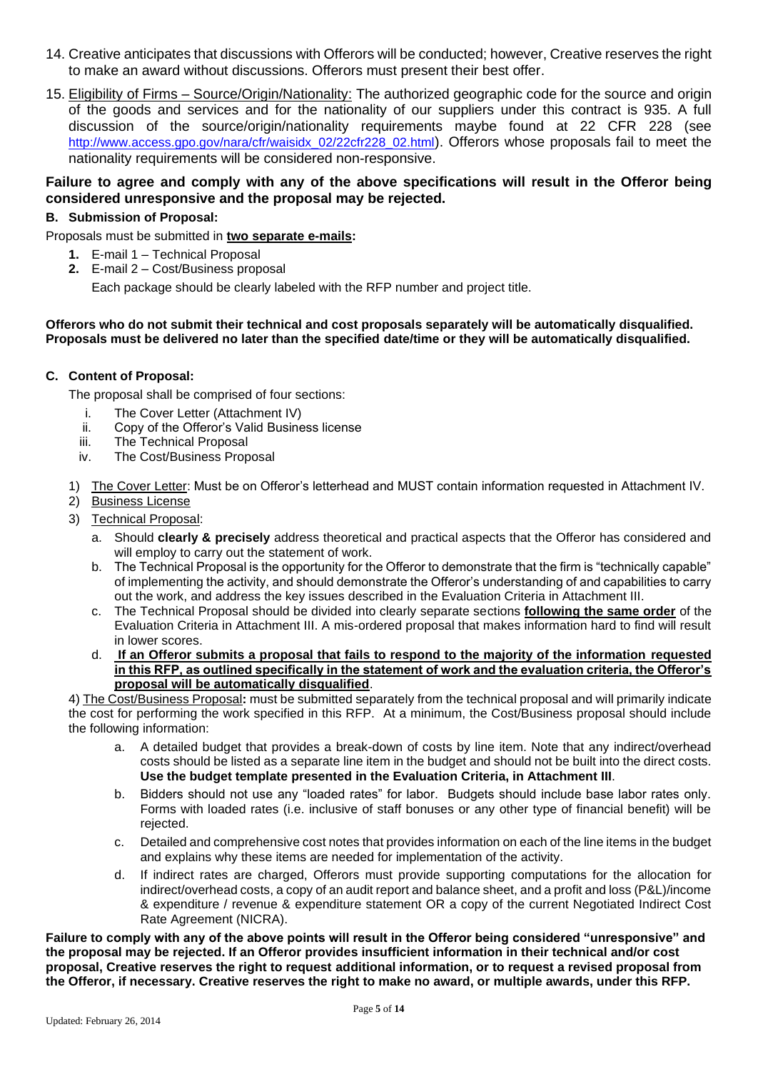14. Creative anticipates that discussions with Offerors will be conducted; however, Creative reserves the right to make an award without discussions. Offerors must present their best offer.
15. Eligibility of Firms – Source/Origin/Nationality: The authorized geographic code for the source and origin of the goods and services and for the nationality requirements of our suppliers under this contract is 935. A full discussion of the source/origin/nationality requirements maybe found at 22 CFR 228 (see http://www.access.gpo.gov/nara/cfr/waisidx_02/22cfr228_02.html). Offerors whose proposals fail to meet the nationality requirements will be considered non-responsive.

**Failure to agree and comply with any of the above specifications will result in the Offeror being considered unresponsive and the proposal may be rejected.**

**B. Submission of Proposal:**

Proposals must be submitted in **two separate e-mails:**

1. E-mail 1 – Technical Proposal
2. E-mail 2 – Cost/Business proposal

   Each package should be clearly labeled with the RFP number and project title.

**Offerors who do not submit their technical and cost proposals separately will be automatically disqualified. Proposals must be delivered no later than the specified date/time or they will be automatically disqualified.**

**C. Content of Proposal:**

The proposal shall be comprised of four sections:

i. The Cover Letter (Attachment IV)
ii. Copy of the Offeror's Valid Business license
iii. The Technical Proposal
iv. The Cost/Business Proposal

1) The Cover Letter: Must be on Offeror's letterhead and MUST contain information requested in Attachment IV.
2) Business License
3) Technical Proposal:
   a. Should **clearly & precisely** address theoretical and practical aspects that the Offeror has considered and will employ to carry out the statement of work.
   b. The Technical Proposal is the opportunity for the Offeror to demonstrate that the firm is "technically capable" of implementing the activity, and should demonstrate the Offeror's understanding of and capabilities to carry out the work, and address the key issues described in the Evaluation Criteria in Attachment III.
   c. The Technical Proposal should be divided into clearly separate sections **following the same order** of the Evaluation Criteria in Attachment III. A mis-ordered proposal that makes information hard to find will result in lower scores.
   d. **If an Offeror submits a proposal that fails to respond to the majority of the information requested in this RFP, as outlined specifically in the statement of work and the evaluation criteria, the Offeror's proposal will be automatically disqualified**.

4) The Cost/Business Proposal**:** must be submitted separately from the technical proposal and will primarily indicate the cost for performing the work specified in this RFP. At a minimum, the Cost/Business proposal should include the following information:

   a. A detailed budget that provides a break-down of costs by line item. Note that any indirect/overhead costs should be listed as a separate line item in the budget and should not be built into the direct costs. **Use the budget template presented in the Evaluation Criteria, in Attachment III**.
   b. Bidders should not use any "loaded rates" for labor. Budgets should include base labor rates only. Forms with loaded rates (i.e. inclusive of staff bonuses or any other type of financial benefit) will be rejected.
   c. Detailed and comprehensive cost notes that provides information on each of the line items in the budget and explains why these items are needed for implementation of the activity.
   d. If indirect rates are charged, Offerors must provide supporting computations for the allocation for indirect/overhead costs, a copy of an audit report and balance sheet, and a profit and loss (P&L)/income & expenditure / revenue & expenditure statement OR a copy of the current Negotiated Indirect Cost Rate Agreement (NICRA).

**Failure to comply with any of the above points will result in the Offeror being considered "unresponsive" and the proposal may be rejected. If an Offeror provides insufficient information in their technical and/or cost proposal, Creative reserves the right to request additional information, or to request a revised proposal from the Offeror, if necessary. Creative reserves the right to make no award, or multiple awards, under this RFP.**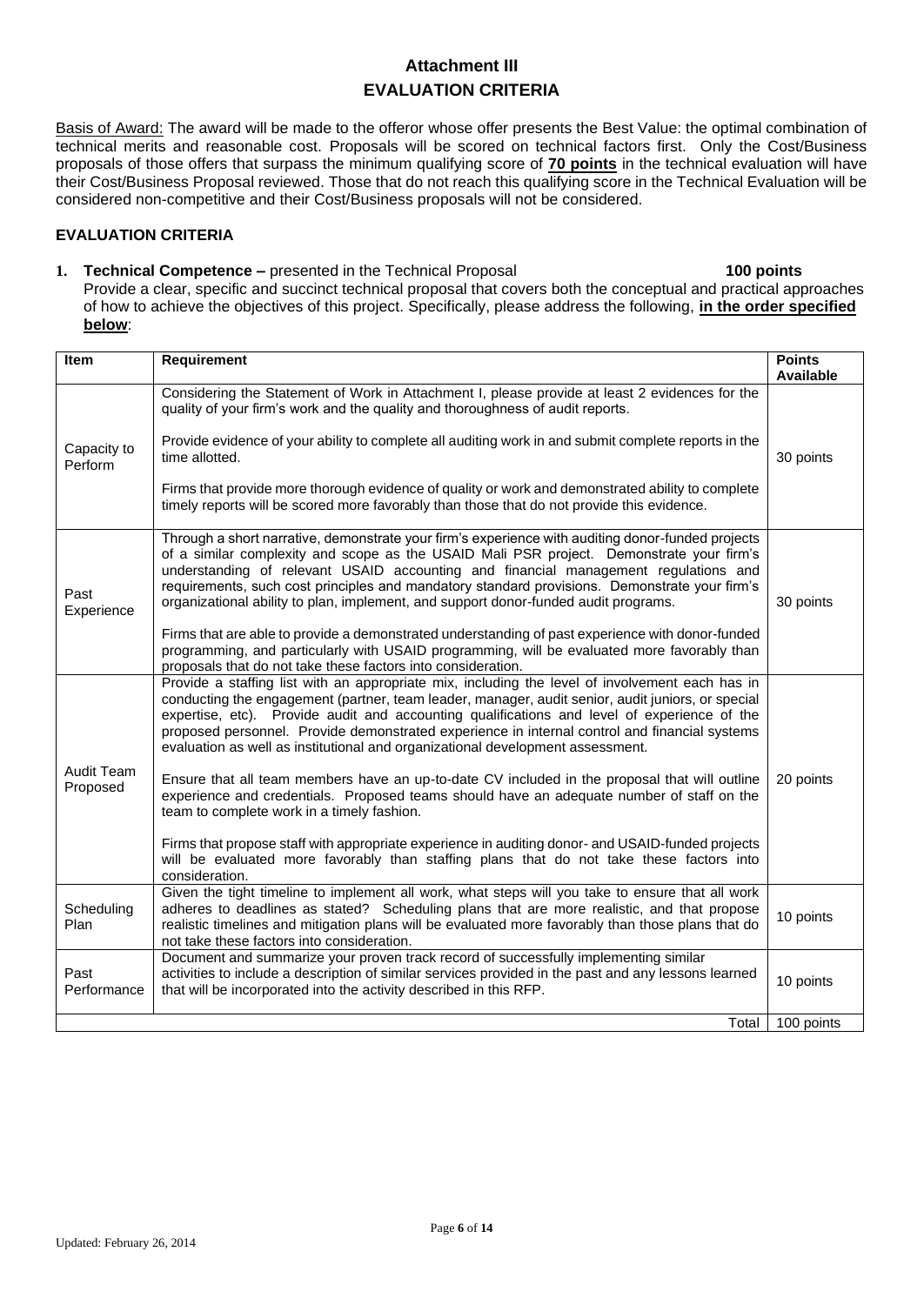# Attachment III

## EVALUATION CRITERIA

Basis of Award: The award will be made to the offeror whose offer presents the Best Value: the optimal combination of technical merits and reasonable cost. Proposals will be scored on technical factors first. Only the Cost/Business proposals of those offers that surpass the minimum qualifying score of **70 points** in the technical evaluation will have their Cost/Business Proposal reviewed. Those that do not reach this qualifying score in the Technical Evaluation will be considered non-competitive and their Cost/Business proposals will not be considered.

### EVALUATION CRITERIA

1. **Technical Competence –** presented in the Technical Proposal **100 points**
   Provide a clear, specific and succinct technical proposal that covers both the conceptual and practical approaches of how to achieve the objectives of this project. Specifically, please address the following, **in the order specified below**:

| Item | Requirement | Points Available |
|---|---|---|
| Capacity to Perform | Considering the Statement of Work in Attachment I, please provide at least 2 evidences for the quality of your firm's work and the quality and thoroughness of audit reports.<br><br>Provide evidence of your ability to complete all auditing work in and submit complete reports in the time allotted.<br><br>Firms that provide more thorough evidence of quality or work and demonstrated ability to complete timely reports will be scored more favorably than those that do not provide this evidence. | 30 points |
| Past Experience | Through a short narrative, demonstrate your firm's experience with auditing donor-funded projects of a similar complexity and scope as the USAID Mali PSR project. Demonstrate your firm's understanding of relevant USAID accounting and financial management regulations and requirements, such cost principles and mandatory standard provisions. Demonstrate your firm's organizational ability to plan, implement, and support donor-funded audit programs.<br><br>Firms that are able to provide a demonstrated understanding of past experience with donor-funded programming, and particularly with USAID programming, will be evaluated more favorably than proposals that do not take these factors into consideration. | 30 points |
| Audit Team Proposed | Provide a staffing list with an appropriate mix, including the level of involvement each has in conducting the engagement (partner, team leader, manager, audit senior, audit juniors, or special expertise, etc). Provide audit and accounting qualifications and level of experience of the proposed personnel. Provide demonstrated experience in internal control and financial systems evaluation as well as institutional and organizational development assessment.<br><br>Ensure that all team members have an up-to-date CV included in the proposal that will outline experience and credentials. Proposed teams should have an adequate number of staff on the team to complete work in a timely fashion.<br><br>Firms that propose staff with appropriate experience in auditing donor- and USAID-funded projects will be evaluated more favorably than staffing plans that do not take these factors into consideration. | 20 points |
| Scheduling Plan | Given the tight timeline to implement all work, what steps will you take to ensure that all work adheres to deadlines as stated? Scheduling plans that are more realistic, and that propose realistic timelines and mitigation plans will be evaluated more favorably than those plans that do not take these factors into consideration. | 10 points |
| Past Performance | Document and summarize your proven track record of successfully implementing similar activities to include a description of similar services provided in the past and any lessons learned that will be incorporated into the activity described in this RFP. | 10 points |
| | Total | 100 points |

Updated: February 26, 2014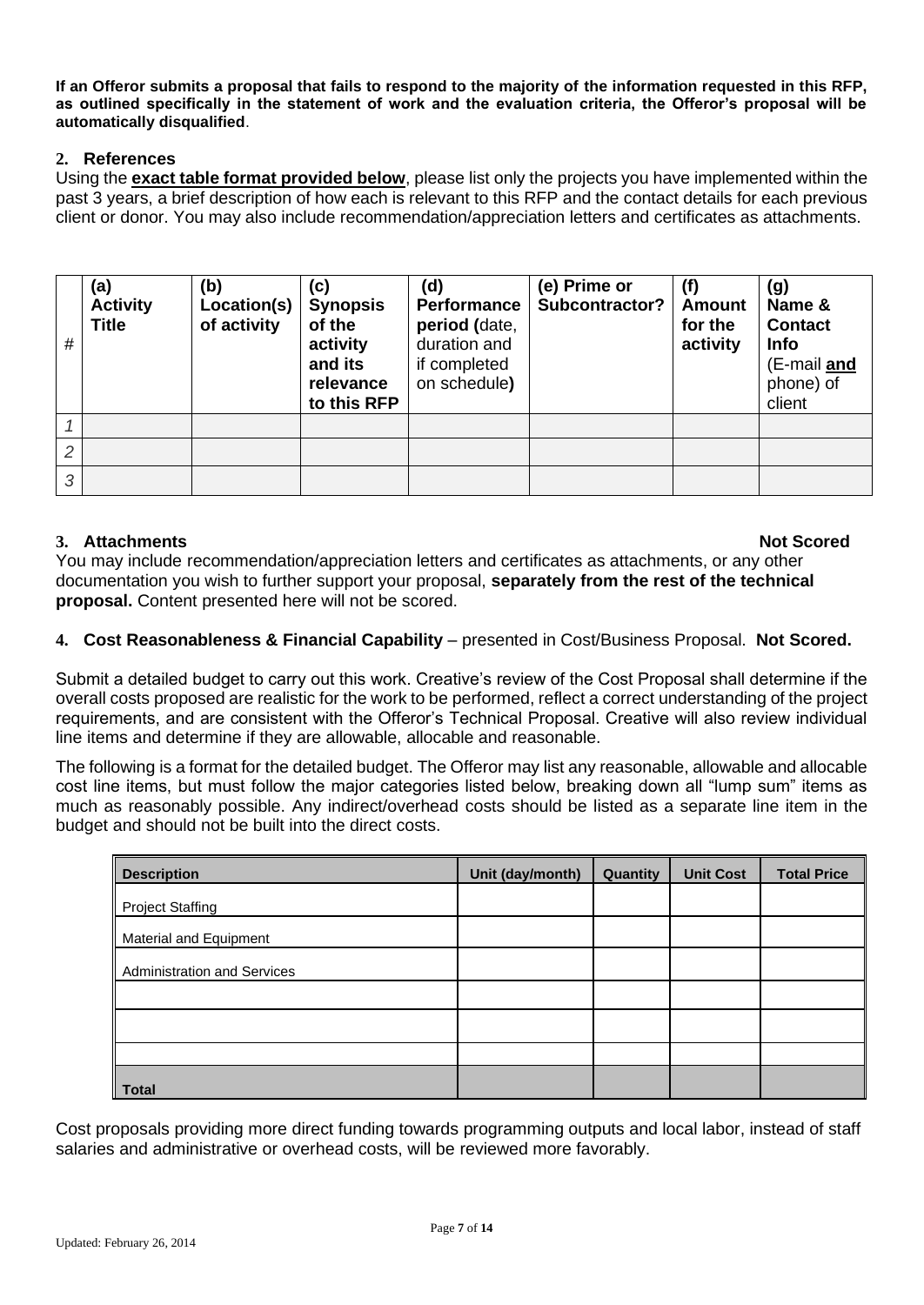**If an Offeror submits a proposal that fails to respond to the majority of the information requested in this RFP, as outlined specifically in the statement of work and the evaluation criteria, the Offeror's proposal will be automatically disqualified**.

## 2. References

Using the **exact table format provided below**, please list only the projects you have implemented within the past 3 years, a brief description of how each is relevant to this RFP and the contact details for each previous client or donor. You may also include recommendation/appreciation letters and certificates as attachments.

| # | (a) Activity Title | (b) Location(s) of activity | (c) Synopsis of the activity and its relevance to this RFP | (d) Performance period (date, duration and if completed on schedule) | (e) Prime or Subcontractor? | (f) Amount for the activity | (g) Name & Contact Info (E-mail **and** phone) of client |
|---|---|---|---|---|---|---|---|
| *1* | | | | | | | |
| *2* | | | | | | | |
| *3* | | | | | | | |

## 3. Attachments **Not Scored**

You may include recommendation/appreciation letters and certificates as attachments, or any other documentation you wish to further support your proposal, **separately from the rest of the technical proposal.** Content presented here will not be scored.

## 4. Cost Reasonableness & Financial Capability – presented in Cost/Business Proposal. **Not Scored.**

Submit a detailed budget to carry out this work. Creative's review of the Cost Proposal shall determine if the overall costs proposed are realistic for the work to be performed, reflect a correct understanding of the project requirements, and are consistent with the Offeror's Technical Proposal. Creative will also review individual line items and determine if they are allowable, allocable and reasonable.

The following is a format for the detailed budget. The Offeror may list any reasonable, allowable and allocable cost line items, but must follow the major categories listed below, breaking down all "lump sum" items as much as reasonably possible. Any indirect/overhead costs should be listed as a separate line item in the budget and should not be built into the direct costs.

| Description | Unit (day/month) | Quantity | Unit Cost | Total Price |
|---|---|---|---|---|
| Project Staffing | | | | |
| Material and Equipment | | | | |
| Administration and Services | | | | |
| | | | | |
| | | | | |
| | | | | |
| **Total** | | | | |

Cost proposals providing more direct funding towards programming outputs and local labor, instead of staff salaries and administrative or overhead costs, will be reviewed more favorably.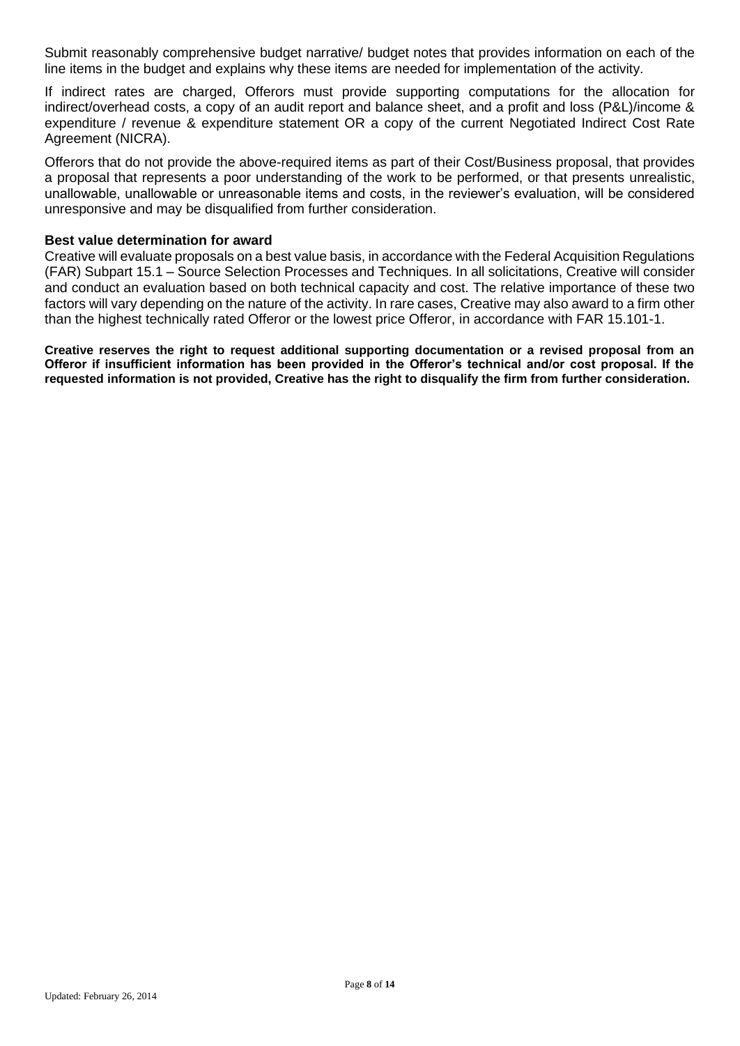Submit reasonably comprehensive budget narrative/ budget notes that provides information on each of the line items in the budget and explains why these items are needed for implementation of the activity.

If indirect rates are charged, Offerors must provide supporting computations for the allocation for indirect/overhead costs, a copy of an audit report and balance sheet, and a profit and loss (P&L)/income & expenditure / revenue & expenditure statement OR a copy of the current Negotiated Indirect Cost Rate Agreement (NICRA).

Offerors that do not provide the above-required items as part of their Cost/Business proposal, that provides a proposal that represents a poor understanding of the work to be performed, or that presents unrealistic, unallowable, unallowable or unreasonable items and costs, in the reviewer's evaluation, will be considered unresponsive and may be disqualified from further consideration.

**Best value determination for award**

Creative will evaluate proposals on a best value basis, in accordance with the Federal Acquisition Regulations (FAR) Subpart 15.1 – Source Selection Processes and Techniques. In all solicitations, Creative will consider and conduct an evaluation based on both technical capacity and cost. The relative importance of these two factors will vary depending on the nature of the activity. In rare cases, Creative may also award to a firm other than the highest technically rated Offeror or the lowest price Offeror, in accordance with FAR 15.101-1.

**Creative reserves the right to request additional supporting documentation or a revised proposal from an Offeror if insufficient information has been provided in the Offeror's technical and/or cost proposal. If the requested information is not provided, Creative has the right to disqualify the firm from further consideration.**

Updated: February 26, 2014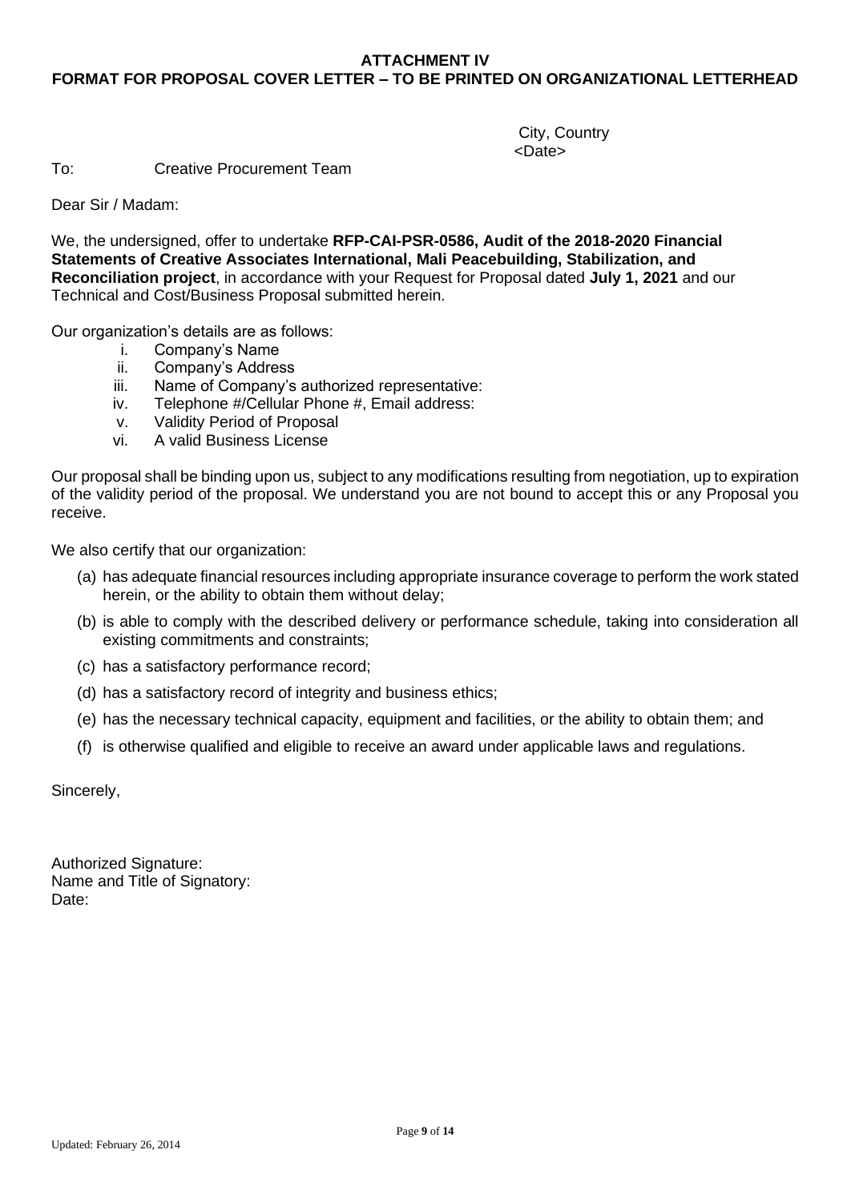**ATTACHMENT IV**

**FORMAT FOR PROPOSAL COVER LETTER – TO BE PRINTED ON ORGANIZATIONAL LETTERHEAD**

City, Country
<Date>

To: Creative Procurement Team

Dear Sir / Madam:

We, the undersigned, offer to undertake **RFP-CAI-PSR-0586, Audit of the 2018-2020 Financial Statements of Creative Associates International, Mali Peacebuilding, Stabilization, and Reconciliation project**, in accordance with your Request for Proposal dated **July 1, 2021** and our Technical and Cost/Business Proposal submitted herein.

Our organization's details are as follows:

i. Company's Name
ii. Company's Address
iii. Name of Company's authorized representative:
iv. Telephone #/Cellular Phone #, Email address:
v. Validity Period of Proposal
vi. A valid Business License

Our proposal shall be binding upon us, subject to any modifications resulting from negotiation, up to expiration of the validity period of the proposal. We understand you are not bound to accept this or any Proposal you receive.

We also certify that our organization:

(a) has adequate financial resources including appropriate insurance coverage to perform the work stated herein, or the ability to obtain them without delay;

(b) is able to comply with the described delivery or performance schedule, taking into consideration all existing commitments and constraints;

(c) has a satisfactory performance record;

(d) has a satisfactory record of integrity and business ethics;

(e) has the necessary technical capacity, equipment and facilities, or the ability to obtain them; and

(f) is otherwise qualified and eligible to receive an award under applicable laws and regulations.

Sincerely,

Authorized Signature:
Name and Title of Signatory:
Date: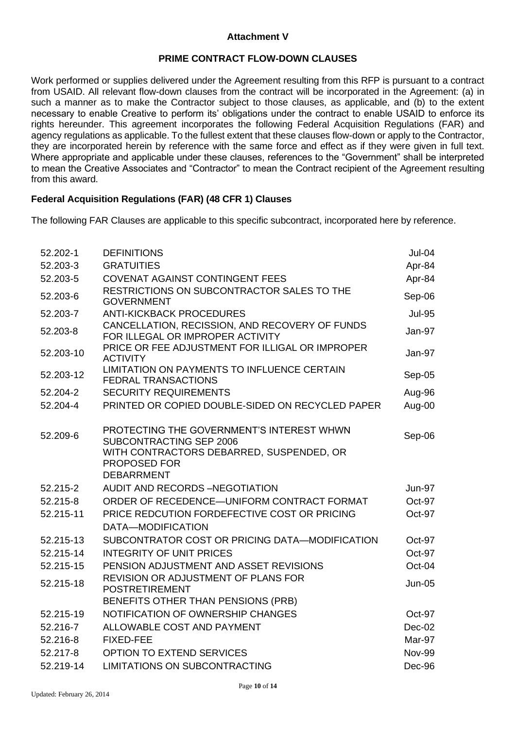**Attachment V**

**PRIME CONTRACT FLOW-DOWN CLAUSES**

Work performed or supplies delivered under the Agreement resulting from this RFP is pursuant to a contract from USAID. All relevant flow-down clauses from the contract will be incorporated in the Agreement: (a) in such a manner as to make the Contractor subject to those clauses, as applicable, and (b) to the extent necessary to enable Creative to perform its' obligations under the contract to enable USAID to enforce its rights hereunder. This agreement incorporates the following Federal Acquisition Regulations (FAR) and agency regulations as applicable. To the fullest extent that these clauses flow-down or apply to the Contractor, they are incorporated herein by reference with the same force and effect as if they were given in full text. Where appropriate and applicable under these clauses, references to the "Government" shall be interpreted to mean the Creative Associates and "Contractor" to mean the Contract recipient of the Agreement resulting from this award.

**Federal Acquisition Regulations (FAR) (48 CFR 1) Clauses**

The following FAR Clauses are applicable to this specific subcontract, incorporated here by reference.

| | | |
|---|---|---|
| 52.202-1 | DEFINITIONS | Jul-04 |
| 52.203-3 | GRATUITIES | Apr-84 |
| 52.203-5 | COVENAT AGAINST CONTINGENT FEES | Apr-84 |
| 52.203-6 | RESTRICTIONS ON SUBCONTRACTOR SALES TO THE GOVERNMENT | Sep-06 |
| 52.203-7 | ANTI-KICKBACK PROCEDURES | Jul-95 |
| 52.203-8 | CANCELLATION, RECISSION, AND RECOVERY OF FUNDS FOR ILLEGAL OR IMPROPER ACTIVITY | Jan-97 |
| 52.203-10 | PRICE OR FEE ADJUSTMENT FOR ILLIGAL OR IMPROPER ACTIVITY | Jan-97 |
| 52.203-12 | LIMITATION ON PAYMENTS TO INFLUENCE CERTAIN FEDRAL TRANSACTIONS | Sep-05 |
| 52.204-2 | SECURITY REQUIREMENTS | Aug-96 |
| 52.204-4 | PRINTED OR COPIED DOUBLE-SIDED ON RECYCLED PAPER | Aug-00 |
| 52.209-6 | PROTECTING THE GOVERNMENT'S INTEREST WHWN SUBCONTRACTING SEP 2006 WITH CONTRACTORS DEBARRED, SUSPENDED, OR PROPOSED FOR DEBARRMENT | Sep-06 |
| 52.215-2 | AUDIT AND RECORDS –NEGOTIATION | Jun-97 |
| 52.215-8 | ORDER OF RECEDENCE—UNIFORM CONTRACT FORMAT | Oct-97 |
| 52.215-11 | PRICE REDCUTION FORDEFECTIVE COST OR PRICING DATA—MODIFICATION | Oct-97 |
| 52.215-13 | SUBCONTRATOR COST OR PRICING DATA—MODIFICATION | Oct-97 |
| 52.215-14 | INTEGRITY OF UNIT PRICES | Oct-97 |
| 52.215-15 | PENSION ADJUSTMENT AND ASSET REVISIONS | Oct-04 |
| 52.215-18 | REVISION OR ADJUSTMENT OF PLANS FOR POSTRETIREMENT BENEFITS OTHER THAN PENSIONS (PRB) | Jun-05 |
| 52.215-19 | NOTIFICATION OF OWNERSHIP CHANGES | Oct-97 |
| 52.216-7 | ALLOWABLE COST AND PAYMENT | Dec-02 |
| 52.216-8 | FIXED-FEE | Mar-97 |
| 52.217-8 | OPTION TO EXTEND SERVICES | Nov-99 |
| 52.219-14 | LIMITATIONS ON SUBCONTRACTING | Dec-96 |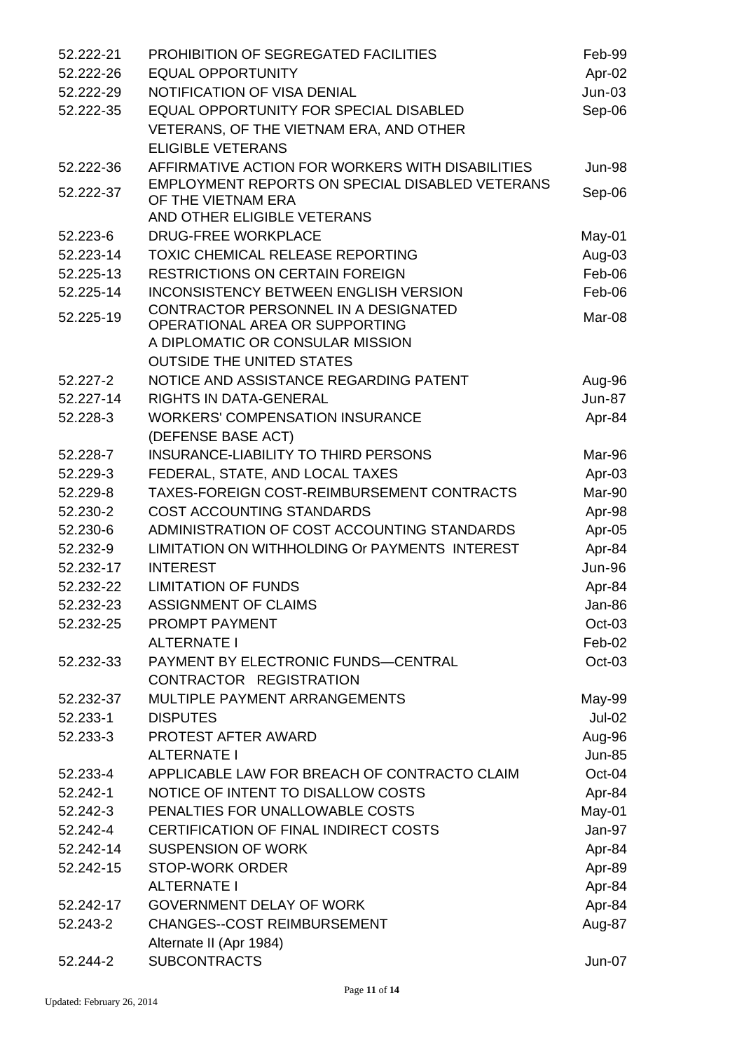| | | |
|---|---|---|
| 52.222-21 | PROHIBITION OF SEGREGATED FACILITIES | Feb-99 |
| 52.222-26 | EQUAL OPPORTUNITY | Apr-02 |
| 52.222-29 | NOTIFICATION OF VISA DENIAL | Jun-03 |
| 52.222-35 | EQUAL OPPORTUNITY FOR SPECIAL DISABLED VETERANS, OF THE VIETNAM ERA, AND OTHER ELIGIBLE VETERANS | Sep-06 |
| 52.222-36 | AFFIRMATIVE ACTION FOR WORKERS WITH DISABILITIES | Jun-98 |
| 52.222-37 | EMPLOYMENT REPORTS ON SPECIAL DISABLED VETERANS OF THE VIETNAM ERA AND OTHER ELIGIBLE VETERANS | Sep-06 |
| 52.223-6 | DRUG-FREE WORKPLACE | May-01 |
| 52.223-14 | TOXIC CHEMICAL RELEASE REPORTING | Aug-03 |
| 52.225-13 | RESTRICTIONS ON CERTAIN FOREIGN | Feb-06 |
| 52.225-14 | INCONSISTENCY BETWEEN ENGLISH VERSION | Feb-06 |
| 52.225-19 | CONTRACTOR PERSONNEL IN A DESIGNATED OPERATIONAL AREA OR SUPPORTING A DIPLOMATIC OR CONSULAR MISSION OUTSIDE THE UNITED STATES | Mar-08 |
| 52.227-2 | NOTICE AND ASSISTANCE REGARDING PATENT | Aug-96 |
| 52.227-14 | RIGHTS IN DATA-GENERAL | Jun-87 |
| 52.228-3 | WORKERS' COMPENSATION INSURANCE (DEFENSE BASE ACT) | Apr-84 |
| 52.228-7 | INSURANCE-LIABILITY TO THIRD PERSONS | Mar-96 |
| 52.229-3 | FEDERAL, STATE, AND LOCAL TAXES | Apr-03 |
| 52.229-8 | TAXES-FOREIGN COST-REIMBURSEMENT CONTRACTS | Mar-90 |
| 52.230-2 | COST ACCOUNTING STANDARDS | Apr-98 |
| 52.230-6 | ADMINISTRATION OF COST ACCOUNTING STANDARDS | Apr-05 |
| 52.232-9 | LIMITATION ON WITHHOLDING Or PAYMENTS INTEREST | Apr-84 |
| 52.232-17 | INTEREST | Jun-96 |
| 52.232-22 | LIMITATION OF FUNDS | Apr-84 |
| 52.232-23 | ASSIGNMENT OF CLAIMS | Jan-86 |
| 52.232-25 | PROMPT PAYMENT | Oct-03 |
| | ALTERNATE I | Feb-02 |
| 52.232-33 | PAYMENT BY ELECTRONIC FUNDS—CENTRAL CONTRACTOR REGISTRATION | Oct-03 |
| 52.232-37 | MULTIPLE PAYMENT ARRANGEMENTS | May-99 |
| 52.233-1 | DISPUTES | Jul-02 |
| 52.233-3 | PROTEST AFTER AWARD | Aug-96 |
| | ALTERNATE I | Jun-85 |
| 52.233-4 | APPLICABLE LAW FOR BREACH OF CONTRACTO CLAIM | Oct-04 |
| 52.242-1 | NOTICE OF INTENT TO DISALLOW COSTS | Apr-84 |
| 52.242-3 | PENALTIES FOR UNALLOWABLE COSTS | May-01 |
| 52.242-4 | CERTIFICATION OF FINAL INDIRECT COSTS | Jan-97 |
| 52.242-14 | SUSPENSION OF WORK | Apr-84 |
| 52.242-15 | STOP-WORK ORDER | Apr-89 |
| | ALTERNATE I | Apr-84 |
| 52.242-17 | GOVERNMENT DELAY OF WORK | Apr-84 |
| 52.243-2 | CHANGES--COST REIMBURSEMENT Alternate II (Apr 1984) | Aug-87 |
| 52.244-2 | SUBCONTRACTS | Jun-07 |

Updated: February 26, 2014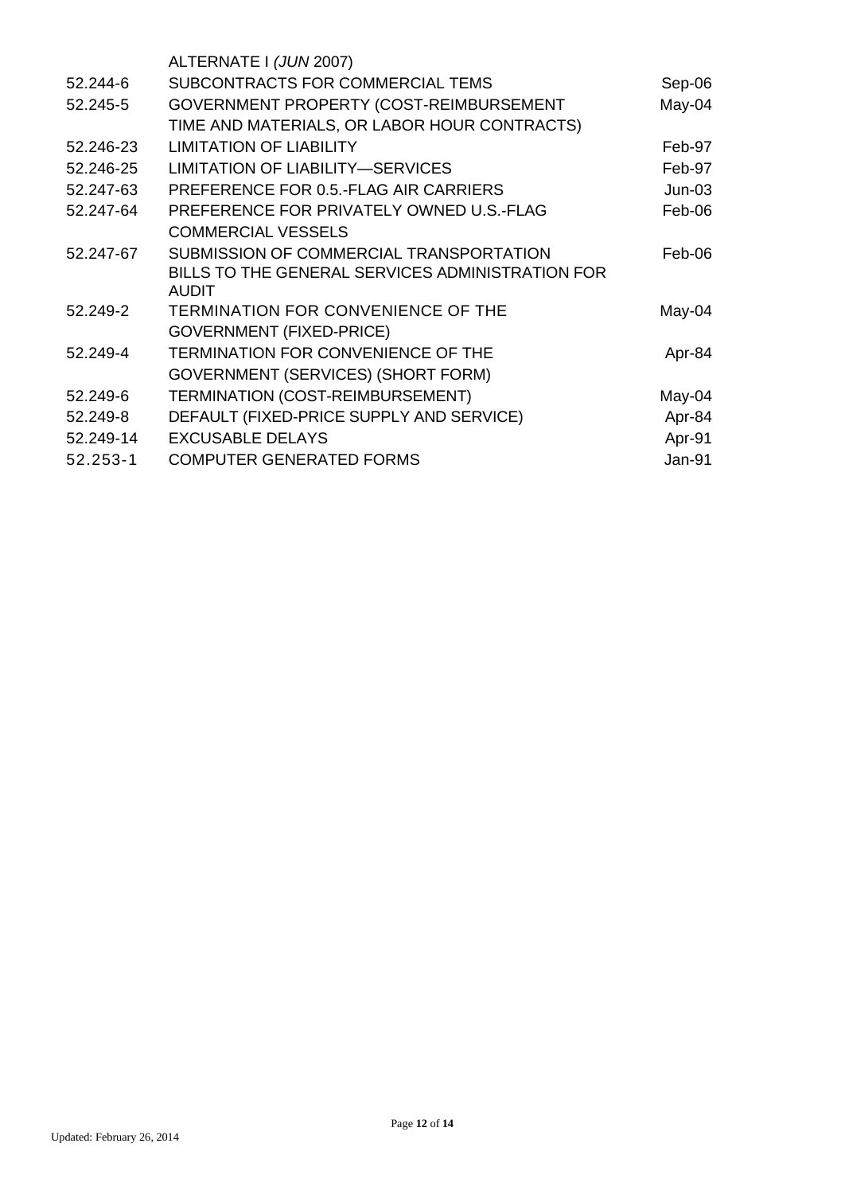| | | |
|---|---|---|
| | ALTERNATE I *(JUN* 2007) | |
| 52.244-6 | SUBCONTRACTS FOR COMMERCIAL TEMS | Sep-06 |
| 52.245-5 | GOVERNMENT PROPERTY (COST-REIMBURSEMENT TIME AND MATERIALS, OR LABOR HOUR CONTRACTS) | May-04 |
| 52.246-23 | LIMITATION OF LIABILITY | Feb-97 |
| 52.246-25 | LIMITATION OF LIABILITY—SERVICES | Feb-97 |
| 52.247-63 | PREFERENCE FOR 0.5.-FLAG AIR CARRIERS | Jun-03 |
| 52.247-64 | PREFERENCE FOR PRIVATELY OWNED U.S.-FLAG COMMERCIAL VESSELS | Feb-06 |
| 52.247-67 | SUBMISSION OF COMMERCIAL TRANSPORTATION BILLS TO THE GENERAL SERVICES ADMINISTRATION FOR AUDIT | Feb-06 |
| 52.249-2 | TERMINATION FOR CONVENIENCE OF THE GOVERNMENT (FIXED-PRICE) | May-04 |
| 52.249-4 | TERMINATION FOR CONVENIENCE OF THE GOVERNMENT (SERVICES) (SHORT FORM) | Apr-84 |
| 52.249-6 | TERMINATION (COST-REIMBURSEMENT) | May-04 |
| 52.249-8 | DEFAULT (FIXED-PRICE SUPPLY AND SERVICE) | Apr-84 |
| 52.249-14 | EXCUSABLE DELAYS | Apr-91 |
| 52.253-1 | COMPUTER GENERATED FORMS | Jan-91 |

Updated: February 26, 2014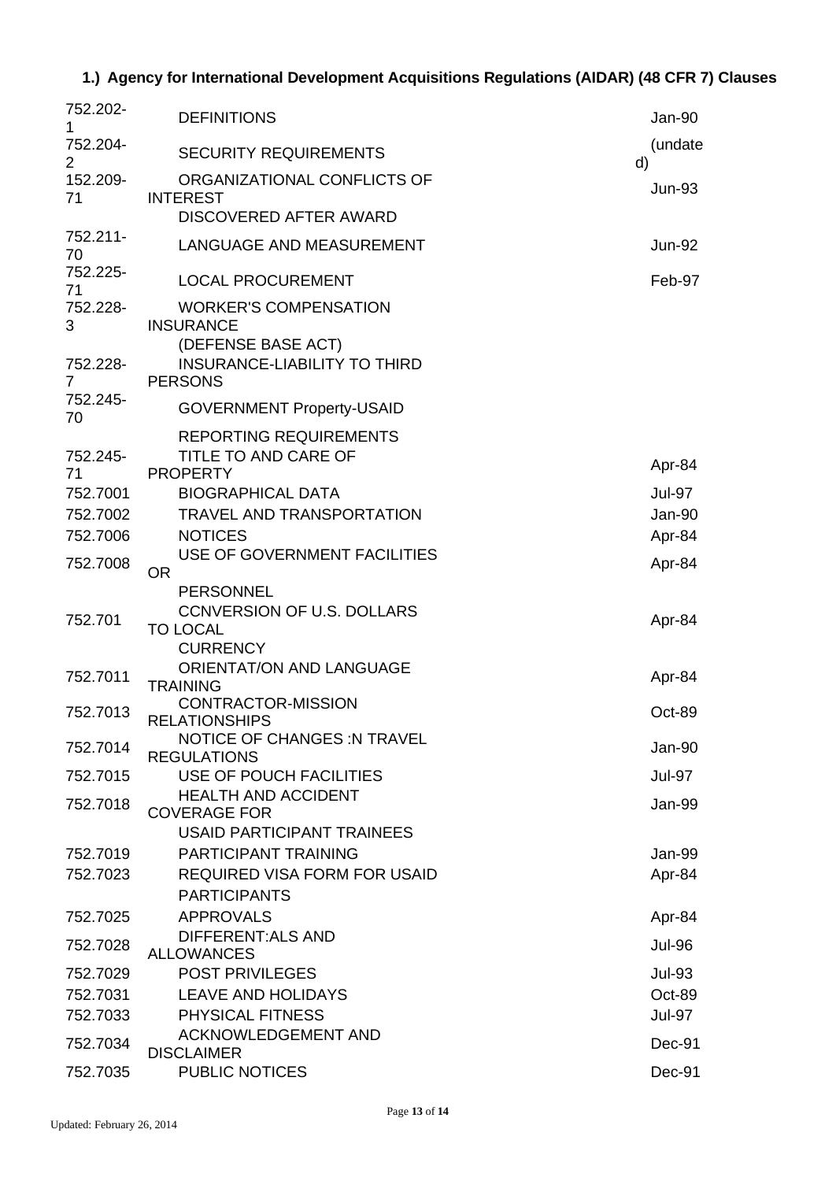### 1.) Agency for International Development Acquisitions Regulations (AIDAR) (48 CFR 7) Clauses

| | | |
|---|---|---|
| 752.202-1 | DEFINITIONS | Jan-90 |
| 752.204-2 | SECURITY REQUIREMENTS | (undated) |
| 152.209-71 | ORGANIZATIONAL CONFLICTS OF INTEREST DISCOVERED AFTER AWARD | Jun-93 |
| 752.211-70 | LANGUAGE AND MEASUREMENT | Jun-92 |
| 752.225-71 | LOCAL PROCUREMENT | Feb-97 |
| 752.228-3 | WORKER'S COMPENSATION INSURANCE (DEFENSE BASE ACT) | |
| 752.228-7 | INSURANCE-LIABILITY TO THIRD PERSONS | |
| 752.245-70 | GOVERNMENT Property-USAID REPORTING REQUIREMENTS | |
| 752.245-71 | TITLE TO AND CARE OF PROPERTY | Apr-84 |
| 752.7001 | BIOGRAPHICAL DATA | Jul-97 |
| 752.7002 | TRAVEL AND TRANSPORTATION | Jan-90 |
| 752.7006 | NOTICES | Apr-84 |
| 752.7008 | USE OF GOVERNMENT FACILITIES OR PERSONNEL | Apr-84 |
| 752.701 | CCNVERSION OF U.S. DOLLARS TO LOCAL CURRENCY | Apr-84 |
| 752.7011 | ORIENTAT/ON AND LANGUAGE TRAINING | Apr-84 |
| 752.7013 | CONTRACTOR-MISSION RELATIONSHIPS | Oct-89 |
| 752.7014 | NOTICE OF CHANGES :N TRAVEL REGULATIONS | Jan-90 |
| 752.7015 | USE OF POUCH FACILITIES | Jul-97 |
| 752.7018 | HEALTH AND ACCIDENT COVERAGE FOR USAID PARTICIPANT TRAINEES | Jan-99 |
| 752.7019 | PARTICIPANT TRAINING | Jan-99 |
| 752.7023 | REQUIRED VISA FORM FOR USAID PARTICIPANTS | Apr-84 |
| 752.7025 | APPROVALS | Apr-84 |
| 752.7028 | DIFFERENT:ALS AND ALLOWANCES | Jul-96 |
| 752.7029 | POST PRIVILEGES | Jul-93 |
| 752.7031 | LEAVE AND HOLIDAYS | Oct-89 |
| 752.7033 | PHYSICAL FITNESS | Jul-97 |
| 752.7034 | ACKNOWLEDGEMENT AND DISCLAIMER | Dec-91 |
| 752.7035 | PUBLIC NOTICES | Dec-91 |

Updated: February 26, 2014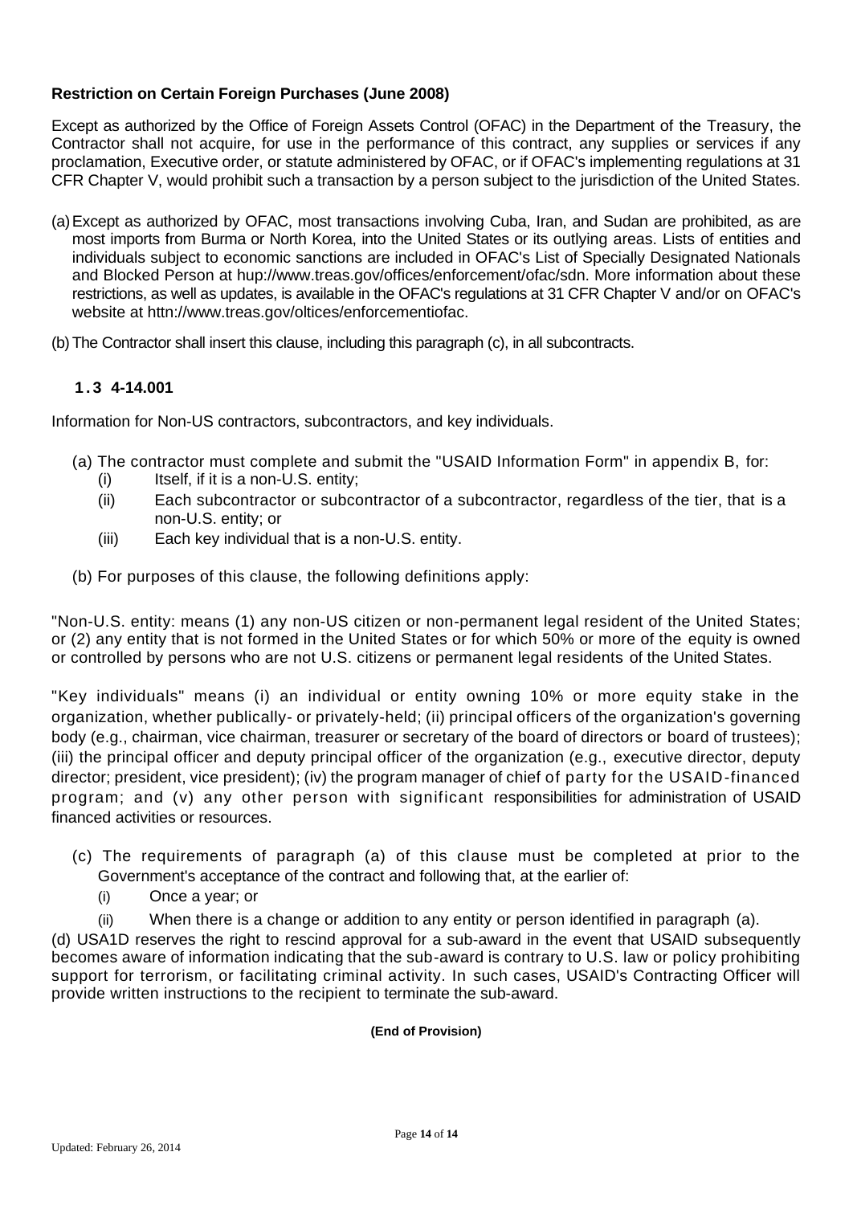**Restriction on Certain Foreign Purchases (June 2008)**

Except as authorized by the Office of Foreign Assets Control (OFAC) in the Department of the Treasury, the Contractor shall not acquire, for use in the performance of this contract, any supplies or services if any proclamation, Executive order, or statute administered by OFAC, or if OFAC's implementing regulations at 31 CFR Chapter V, would prohibit such a transaction by a person subject to the jurisdiction of the United States.

(a) Except as authorized by OFAC, most transactions involving Cuba, Iran, and Sudan are prohibited, as are most imports from Burma or North Korea, into the United States or its outlying areas. Lists of entities and individuals subject to economic sanctions are included in OFAC's List of Specially Designated Nationals and Blocked Person at hup://www.treas.gov/offices/enforcement/ofac/sdn. More information about these restrictions, as well as updates, is available in the OFAC's regulations at 31 CFR Chapter V and/or on OFAC's website at httn://www.treas.gov/oltices/enforcementiofac.

(b) The Contractor shall insert this clause, including this paragraph (c), in all subcontracts.

### 1.3 4-14.001

Information for Non-US contractors, subcontractors, and key individuals.

(a) The contractor must complete and submit the "USAID Information Form" in appendix B, for:
  (i) Itself, if it is a non-U.S. entity;
  (ii) Each subcontractor or subcontractor of a subcontractor, regardless of the tier, that is a non-U.S. entity; or
  (iii) Each key individual that is a non-U.S. entity.

(b) For purposes of this clause, the following definitions apply:

"Non-U.S. entity: means (1) any non-US citizen or non-permanent legal resident of the United States; or (2) any entity that is not formed in the United States or for which 50% or more of the equity is owned or controlled by persons who are not U.S. citizens or permanent legal residents of the United States.

"Key individuals" means (i) an individual or entity owning 10% or more equity stake in the organization, whether publically- or privately-held; (ii) principal officers of the organization's governing body (e.g., chairman, vice chairman, treasurer or secretary of the board of directors or board of trustees); (iii) the principal officer and deputy principal officer of the organization (e.g., executive director, deputy director; president, vice president); (iv) the program manager of chief of party for the USAID-financed program; and (v) any other person with significant responsibilities for administration of USAID financed activities or resources.

(c) The requirements of paragraph (a) of this clause must be completed at prior to the Government's acceptance of the contract and following that, at the earlier of:
  (i) Once a year; or
  (ii) When there is a change or addition to any entity or person identified in paragraph (a).

(d) USA1D reserves the right to rescind approval for a sub-award in the event that USAID subsequently becomes aware of information indicating that the sub-award is contrary to U.S. law or policy prohibiting support for terrorism, or facilitating criminal activity. In such cases, USAID's Contracting Officer will provide written instructions to the recipient to terminate the sub-award.

**(End of Provision)**

Updated: February 26, 2014